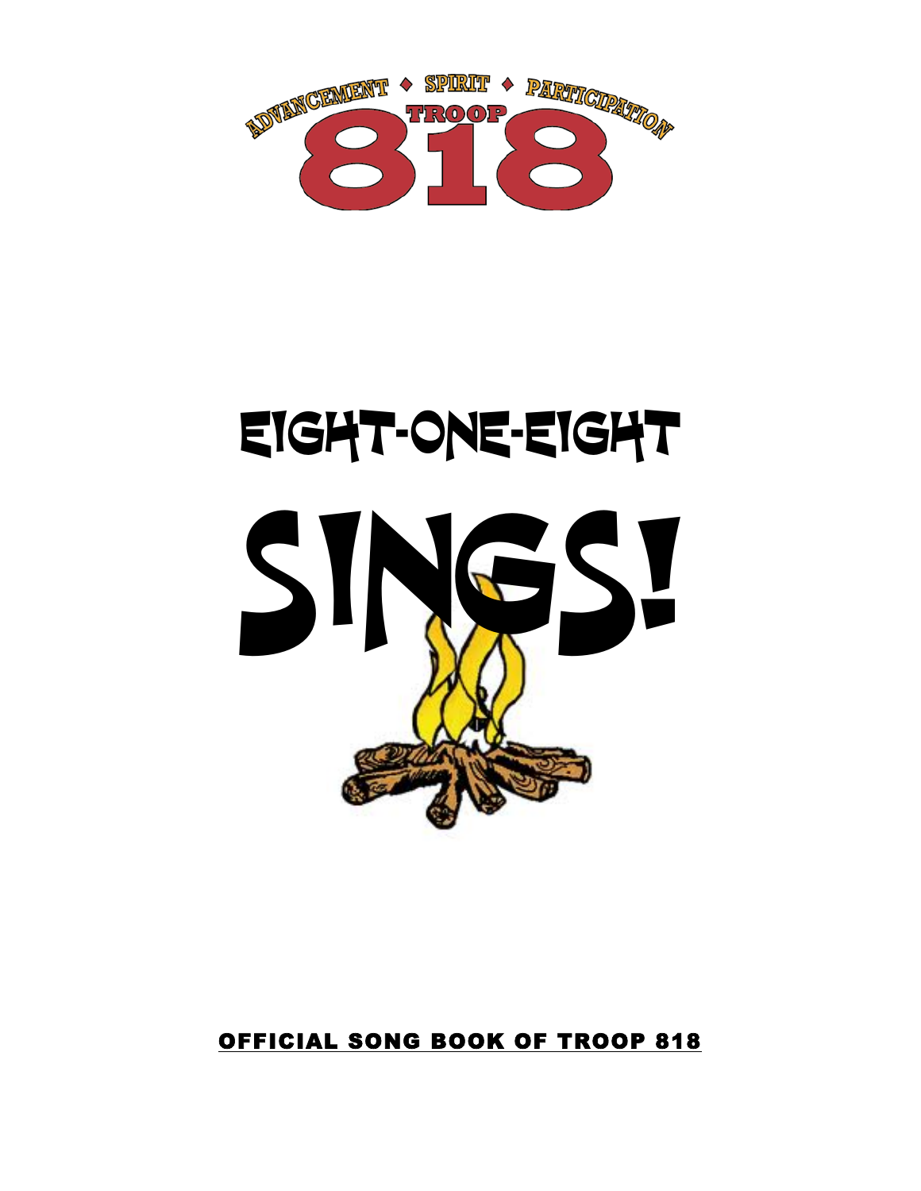ADVANCEMENT ◆ SPIRIT ◆ PARTICIPATION

TROOP

818

# EIGHT-ONE-EIGHT

# SINGS!

**OFFICIAL SONG BOOK OF TROOP 818**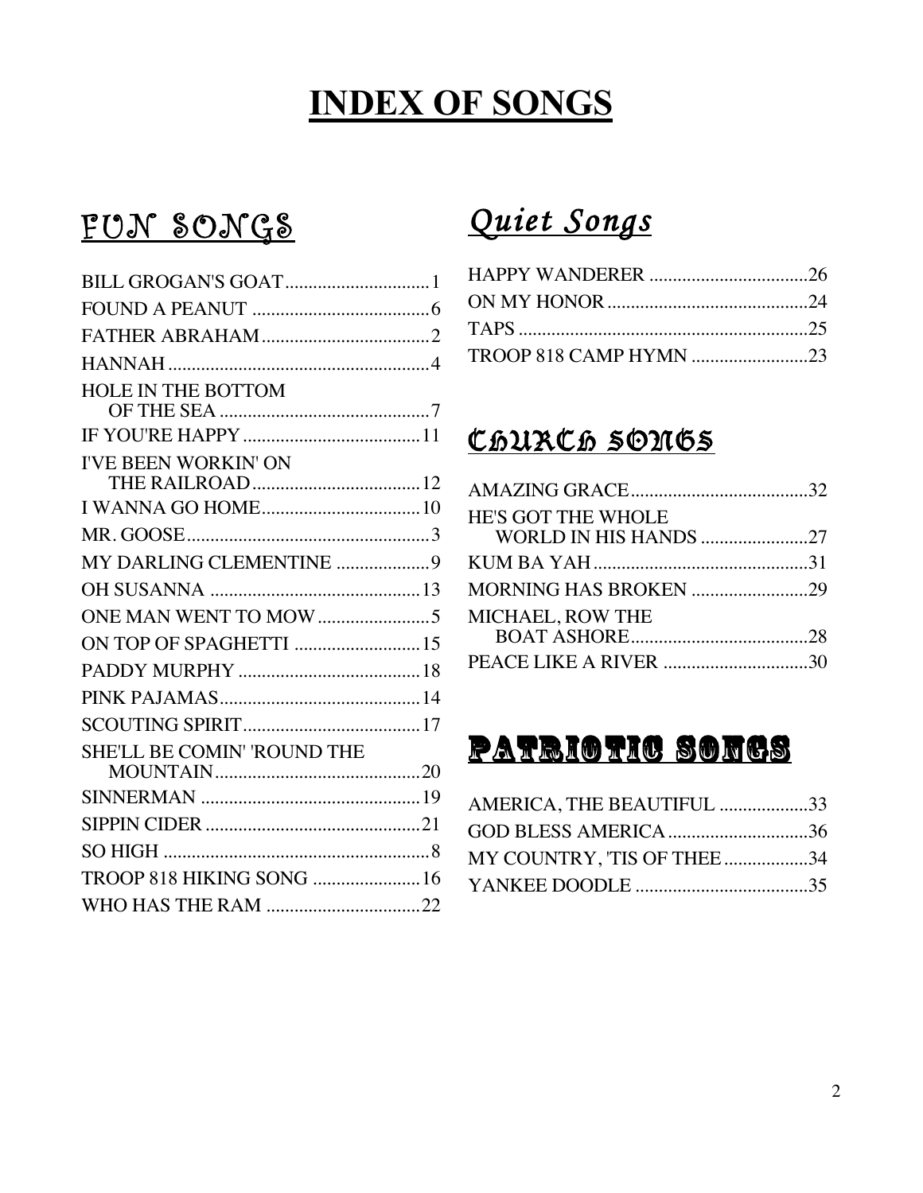# INDEX OF SONGS

## FUN SONGS

- BILL GROGAN'S GOAT ... 1
- FOUND A PEANUT ... 6
- FATHER ABRAHAM ... 2
- HANNAH ... 4
- HOLE IN THE BOTTOM OF THE SEA ... 7
- IF YOU'RE HAPPY ... 11
- I'VE BEEN WORKIN' ON THE RAILROAD ... 12
- I WANNA GO HOME ... 10
- MR. GOOSE ... 3
- MY DARLING CLEMENTINE ... 9
- OH SUSANNA ... 13
- ONE MAN WENT TO MOW ... 5
- ON TOP OF SPAGHETTI ... 15
- PADDY MURPHY ... 18
- PINK PAJAMAS ... 14
- SCOUTING SPIRIT ... 17
- SHE'LL BE COMIN' 'ROUND THE MOUNTAIN ... 20
- SINNERMAN ... 19
- SIPPIN CIDER ... 21
- SO HIGH ... 8
- TROOP 818 HIKING SONG ... 16
- WHO HAS THE RAM ... 22

## *Quiet Songs*

- HAPPY WANDERER ... 26
- ON MY HONOR ... 24
- TAPS ... 25
- TROOP 818 CAMP HYMN ... 23

## CHURCH SONGS

- AMAZING GRACE ... 32
- HE'S GOT THE WHOLE WORLD IN HIS HANDS ... 27
- KUM BA YAH ... 31
- MORNING HAS BROKEN ... 29
- MICHAEL, ROW THE BOAT ASHORE ... 28
- PEACE LIKE A RIVER ... 30

## PATRIOTIC SONGS

- AMERICA, THE BEAUTIFUL ... 33
- GOD BLESS AMERICA ... 36
- MY COUNTRY, 'TIS OF THEE ... 34
- YANKEE DOODLE ... 35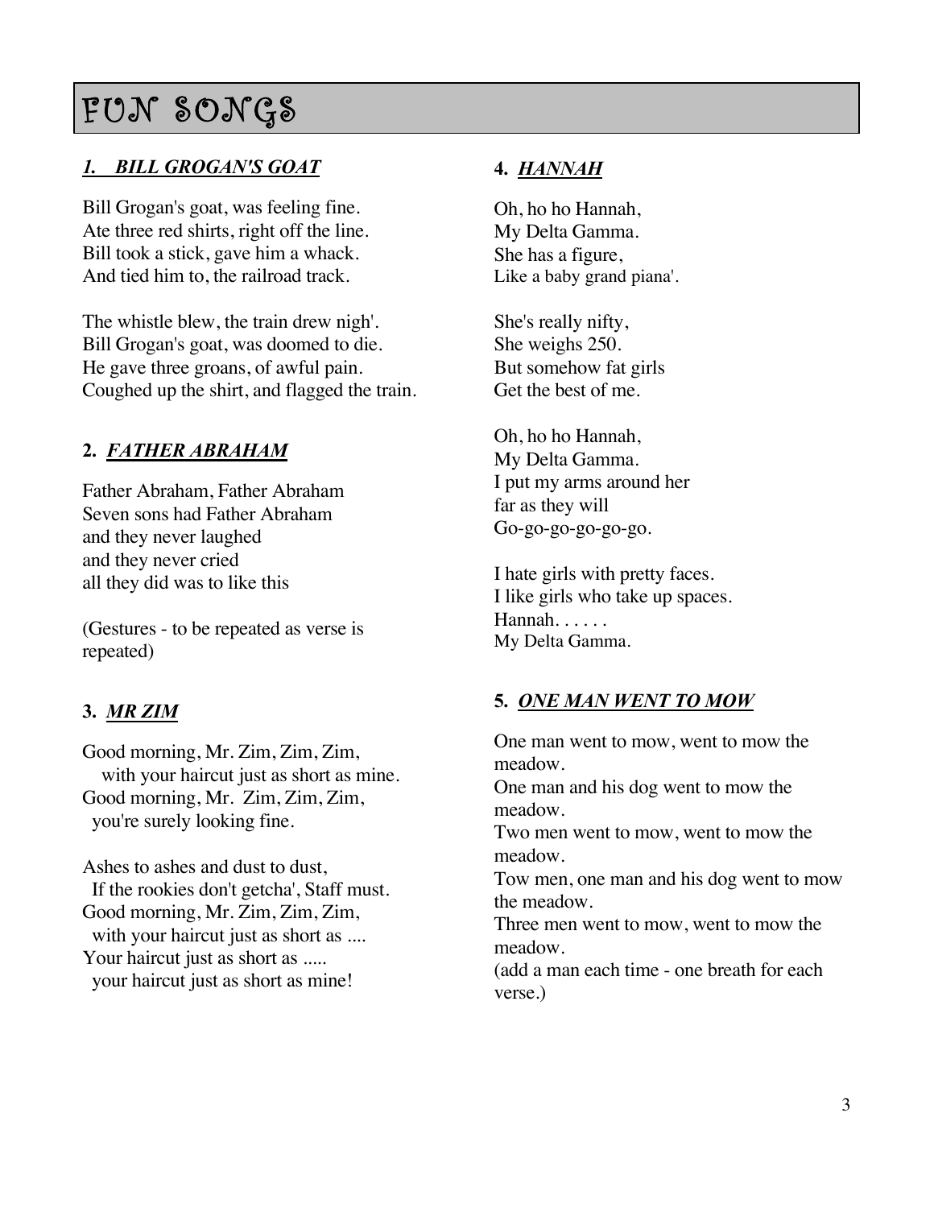# FUN SONGS

## *1. BILL GROGAN'S GOAT*

Bill Grogan's goat, was feeling fine.
Ate three red shirts, right off the line.
Bill took a stick, gave him a whack.
And tied him to, the railroad track.

The whistle blew, the train drew nigh'.
Bill Grogan's goat, was doomed to die.
He gave three groans, of awful pain.
Coughed up the shirt, and flagged the train.

## 2. *FATHER ABRAHAM*

Father Abraham, Father Abraham
Seven sons had Father Abraham
and they never laughed
and they never cried
all they did was to like this

(Gestures - to be repeated as verse is repeated)

## 3. *MR ZIM*

Good morning, Mr. Zim, Zim, Zim,
with your haircut just as short as mine.
Good morning, Mr. Zim, Zim, Zim,
you're surely looking fine.

Ashes to ashes and dust to dust,
If the rookies don't getcha', Staff must.
Good morning, Mr. Zim, Zim, Zim,
with your haircut just as short as ....
Your haircut just as short as .....
your haircut just as short as mine!

## 4. *HANNAH*

Oh, ho ho Hannah,
My Delta Gamma.
She has a figure,
Like a baby grand piana'.

She's really nifty,
She weighs 250.
But somehow fat girls
Get the best of me.

Oh, ho ho Hannah,
My Delta Gamma.
I put my arms around her
far as they will
Go-go-go-go-go-go.

I hate girls with pretty faces.
I like girls who take up spaces.
Hannah. . . . . .
My Delta Gamma.

## 5. *ONE MAN WENT TO MOW*

One man went to mow, went to mow the meadow.
One man and his dog went to mow the meadow.
Two men went to mow, went to mow the meadow.
Tow men, one man and his dog went to mow the meadow.
Three men went to mow, went to mow the meadow.
(add a man each time - one breath for each verse.)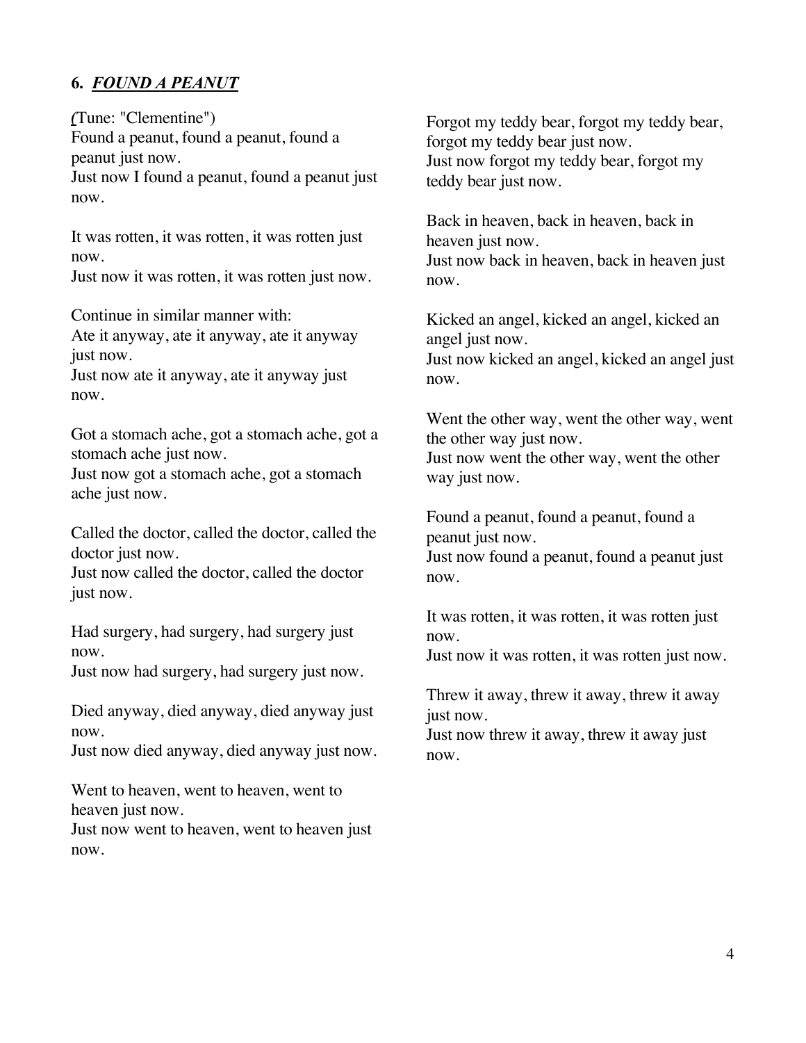### 6. ***FOUND A PEANUT***

(Tune: "Clementine")
Found a peanut, found a peanut, found a peanut just now.
Just now I found a peanut, found a peanut just now.

It was rotten, it was rotten, it was rotten just now.
Just now it was rotten, it was rotten just now.

Continue in similar manner with:
Ate it anyway, ate it anyway, ate it anyway just now.
Just now ate it anyway, ate it anyway just now.

Got a stomach ache, got a stomach ache, got a stomach ache just now.
Just now got a stomach ache, got a stomach ache just now.

Called the doctor, called the doctor, called the doctor just now.
Just now called the doctor, called the doctor just now.

Had surgery, had surgery, had surgery just now.
Just now had surgery, had surgery just now.

Died anyway, died anyway, died anyway just now.
Just now died anyway, died anyway just now.

Went to heaven, went to heaven, went to heaven just now.
Just now went to heaven, went to heaven just now.

Forgot my teddy bear, forgot my teddy bear, forgot my teddy bear just now.
Just now forgot my teddy bear, forgot my teddy bear just now.

Back in heaven, back in heaven, back in heaven just now.
Just now back in heaven, back in heaven just now.

Kicked an angel, kicked an angel, kicked an angel just now.
Just now kicked an angel, kicked an angel just now.

Went the other way, went the other way, went the other way just now.
Just now went the other way, went the other way just now.

Found a peanut, found a peanut, found a peanut just now.
Just now found a peanut, found a peanut just now.

It was rotten, it was rotten, it was rotten just now.
Just now it was rotten, it was rotten just now.

Threw it away, threw it away, threw it away just now.
Just now threw it away, threw it away just now.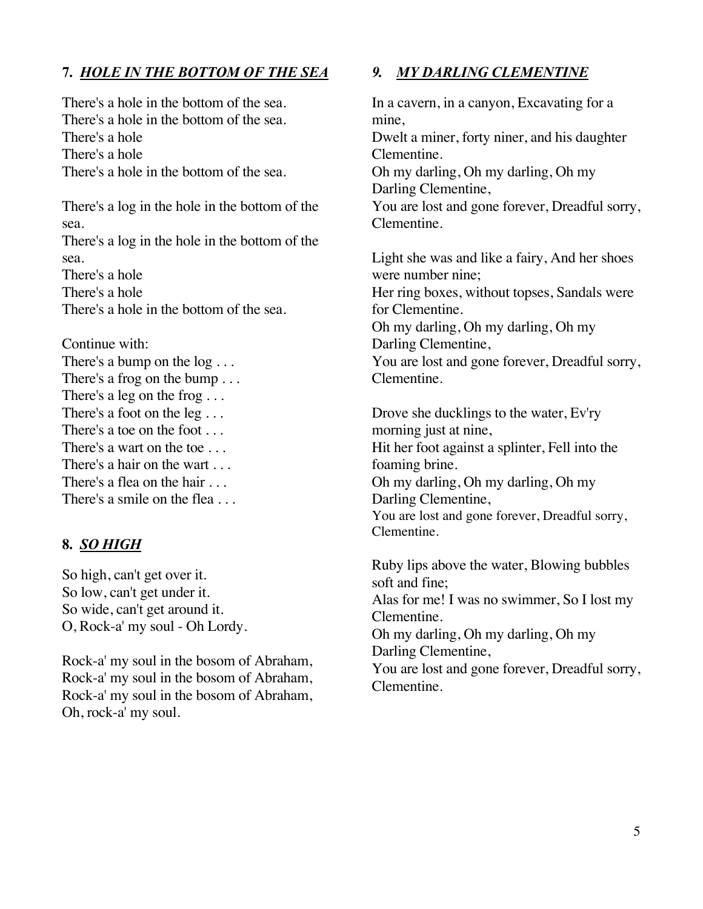### 7. ***HOLE IN THE BOTTOM OF THE SEA***

There's a hole in the bottom of the sea.
There's a hole in the bottom of the sea.
There's a hole
There's a hole
There's a hole in the bottom of the sea.

There's a log in the hole in the bottom of the sea.
There's a log in the hole in the bottom of the sea.
There's a hole
There's a hole
There's a hole in the bottom of the sea.

Continue with:
There's a bump on the log . . .
There's a frog on the bump . . .
There's a leg on the frog . . .
There's a foot on the leg . . .
There's a toe on the foot . . .
There's a wart on the toe . . .
There's a hair on the wart . . .
There's a flea on the hair . . .
There's a smile on the flea . . .

### 8. ***SO HIGH***

So high, can't get over it.
So low, can't get under it.
So wide, can't get around it.
O, Rock-a' my soul - Oh Lordy.

Rock-a' my soul in the bosom of Abraham,
Rock-a' my soul in the bosom of Abraham,
Rock-a' my soul in the bosom of Abraham,
Oh, rock-a' my soul.

### *9. MY DARLING CLEMENTINE*

In a cavern, in a canyon, Excavating for a mine,
Dwelt a miner, forty niner, and his daughter Clementine.
Oh my darling, Oh my darling, Oh my Darling Clementine,
You are lost and gone forever, Dreadful sorry, Clementine.

Light she was and like a fairy, And her shoes were number nine;
Her ring boxes, without topses, Sandals were for Clementine.
Oh my darling, Oh my darling, Oh my Darling Clementine,
You are lost and gone forever, Dreadful sorry, Clementine.

Drove she ducklings to the water, Ev'ry morning just at nine,
Hit her foot against a splinter, Fell into the foaming brine.
Oh my darling, Oh my darling, Oh my Darling Clementine,
You are lost and gone forever, Dreadful sorry, Clementine.

Ruby lips above the water, Blowing bubbles soft and fine;
Alas for me! I was no swimmer, So I lost my Clementine.
Oh my darling, Oh my darling, Oh my Darling Clementine,
You are lost and gone forever, Dreadful sorry, Clementine.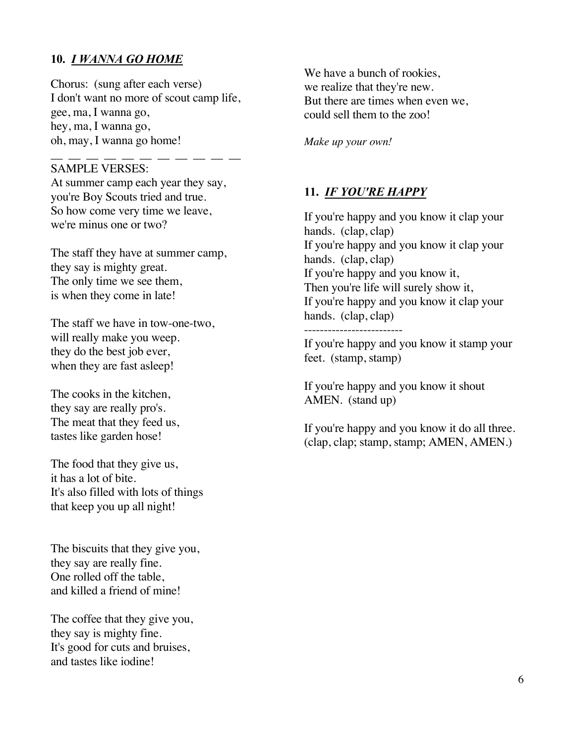### 10. *I WANNA GO HOME*

Chorus: (sung after each verse)
I don't want no more of scout camp life,
gee, ma, I wanna go,
hey, ma, I wanna go,
oh, may, I wanna go home!

— — — — — — — — — — — —

SAMPLE VERSES:
At summer camp each year they say,
you're Boy Scouts tried and true.
So how come very time we leave,
we're minus one or two?

The staff they have at summer camp,
they say is mighty great.
The only time we see them,
is when they come in late!

The staff we have in tow-one-two,
will really make you weep.
they do the best job ever,
when they are fast asleep!

The cooks in the kitchen,
they say are really pro's.
The meat that they feed us,
tastes like garden hose!

The food that they give us,
it has a lot of bite.
It's also filled with lots of things
that keep you up all night!

The biscuits that they give you,
they say are really fine.
One rolled off the table,
and killed a friend of mine!

The coffee that they give you,
they say is mighty fine.
It's good for cuts and bruises,
and tastes like iodine!

We have a bunch of rookies,
we realize that they're new.
But there are times when even we,
could sell them to the zoo!

*Make up your own!*

### 11. *IF YOU'RE HAPPY*

If you're happy and you know it clap your hands. (clap, clap)
If you're happy and you know it clap your hands. (clap, clap)
If you're happy and you know it,
Then you're life will surely show it,
If you're happy and you know it clap your hands. (clap, clap)

-------------------------

If you're happy and you know it stamp your feet. (stamp, stamp)

If you're happy and you know it shout AMEN. (stand up)

If you're happy and you know it do all three. (clap, clap; stamp, stamp; AMEN, AMEN.)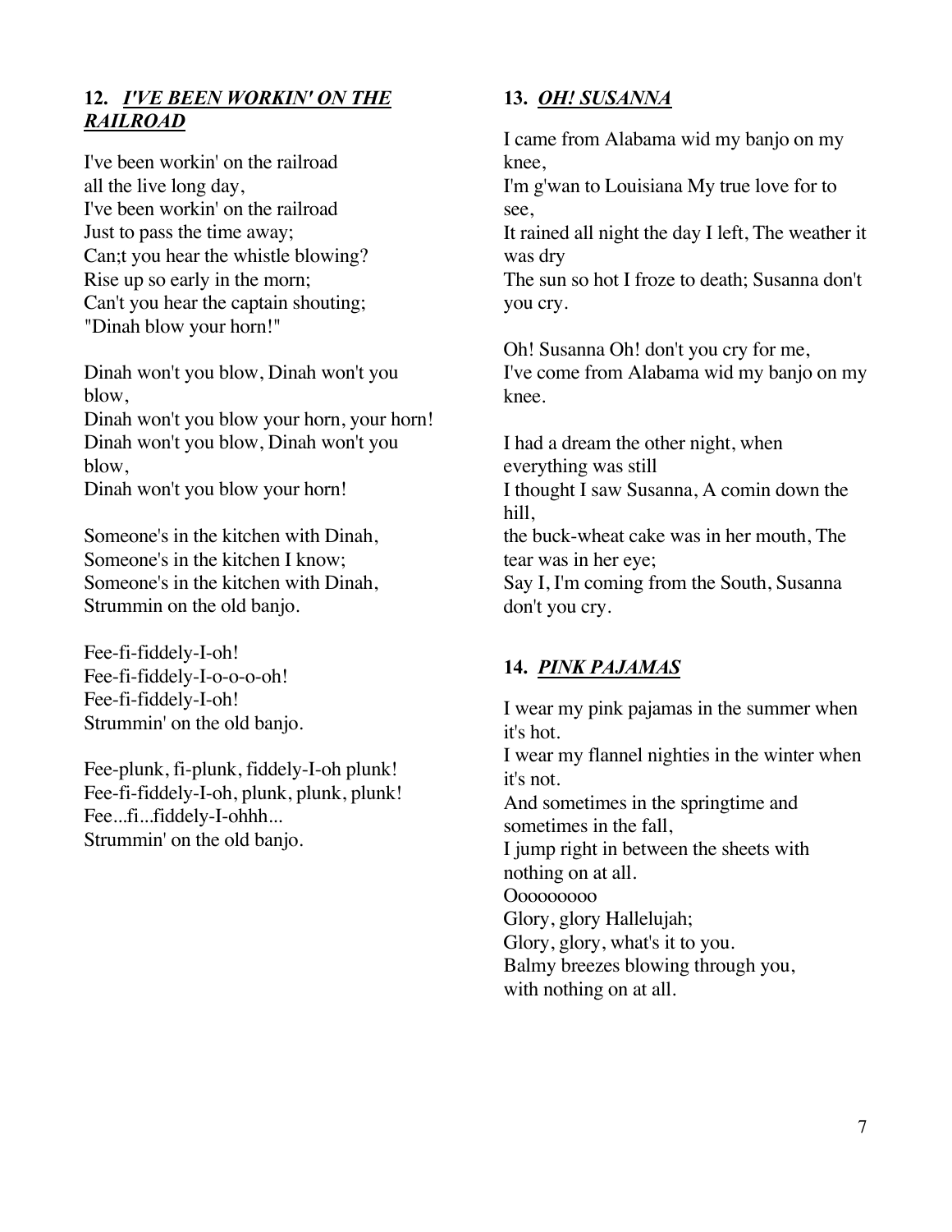### 12. ***I'VE BEEN WORKIN' ON THE RAILROAD***

I've been workin' on the railroad  
all the live long day,  
I've been workin' on the railroad  
Just to pass the time away;  
Can;t you hear the whistle blowing?  
Rise up so early in the morn;  
Can't you hear the captain shouting;  
"Dinah blow your horn!"

Dinah won't you blow, Dinah won't you blow,  
Dinah won't you blow your horn, your horn!  
Dinah won't you blow, Dinah won't you blow,  
Dinah won't you blow your horn!

Someone's in the kitchen with Dinah,  
Someone's in the kitchen I know;  
Someone's in the kitchen with Dinah,  
Strummin on the old banjo.

Fee-fi-fiddely-I-oh!  
Fee-fi-fiddely-I-o-o-o-oh!  
Fee-fi-fiddely-I-oh!  
Strummin' on the old banjo.

Fee-plunk, fi-plunk, fiddely-I-oh plunk!  
Fee-fi-fiddely-I-oh, plunk, plunk, plunk!  
Fee...fi...fiddely-I-ohhh...  
Strummin' on the old banjo.

### 13. ***OH! SUSANNA***

I came from Alabama wid my banjo on my knee,  
I'm g'wan to Louisiana My true love for to see,  
It rained all night the day I left, The weather it was dry  
The sun so hot I froze to death; Susanna don't you cry.

Oh! Susanna Oh! don't you cry for me,  
I've come from Alabama wid my banjo on my knee.

I had a dream the other night, when everything was still  
I thought I saw Susanna, A comin down the hill,  
the buck-wheat cake was in her mouth, The tear was in her eye;  
Say I, I'm coming from the South, Susanna don't you cry.

### 14. ***PINK PAJAMAS***

I wear my pink pajamas in the summer when it's hot.  
I wear my flannel nighties in the winter when it's not.  
And sometimes in the springtime and sometimes in the fall,  
I jump right in between the sheets with nothing on at all.  
Ooooooooo  
Glory, glory Hallelujah;  
Glory, glory, what's it to you.  
Balmy breezes blowing through you,  
with nothing on at all.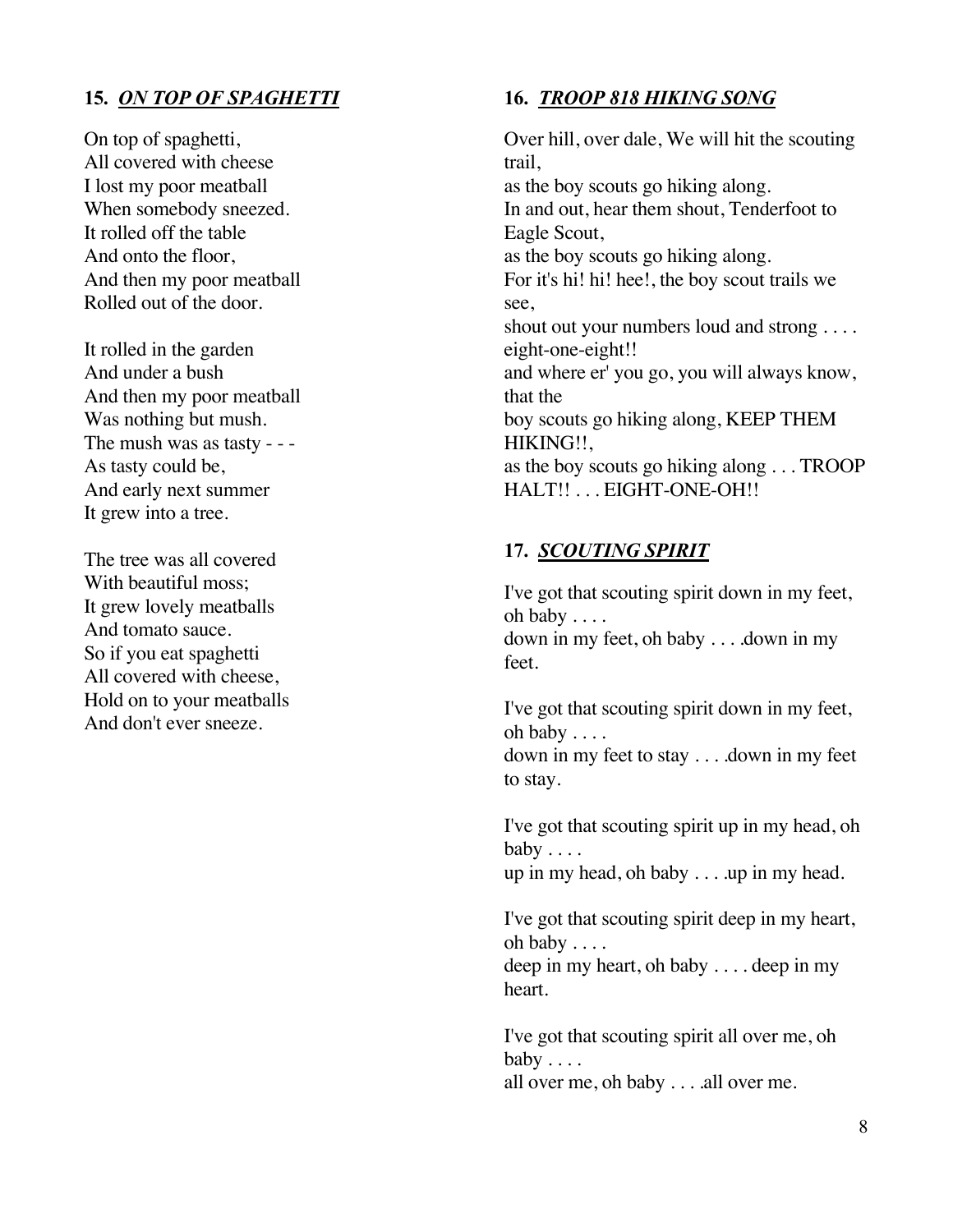## 15. ***ON TOP OF SPAGHETTI***

On top of spaghetti,
All covered with cheese
I lost my poor meatball
When somebody sneezed.
It rolled off the table
And onto the floor,
And then my poor meatball
Rolled out of the door.

It rolled in the garden
And under a bush
And then my poor meatball
Was nothing but mush.
The mush was as tasty - - -
As tasty could be,
And early next summer
It grew into a tree.

The tree was all covered
With beautiful moss;
It grew lovely meatballs
And tomato sauce.
So if you eat spaghetti
All covered with cheese,
Hold on to your meatballs
And don't ever sneeze.

## 16. ***TROOP 818 HIKING SONG***

Over hill, over dale, We will hit the scouting trail,
as the boy scouts go hiking along.
In and out, hear them shout, Tenderfoot to Eagle Scout,
as the boy scouts go hiking along.
For it's hi! hi! hee!, the boy scout trails we see,
shout out your numbers loud and strong . . . . eight-one-eight!!
and where er' you go, you will always know, that the
boy scouts go hiking along, KEEP THEM HIKING!!,
as the boy scouts go hiking along . . . TROOP HALT!! . . . EIGHT-ONE-OH!!

## 17. ***SCOUTING SPIRIT***

I've got that scouting spirit down in my feet, oh baby . . . .
down in my feet, oh baby . . . .down in my feet.

I've got that scouting spirit down in my feet, oh baby . . . .
down in my feet to stay . . . .down in my feet to stay.

I've got that scouting spirit up in my head, oh baby . . . .
up in my head, oh baby . . . .up in my head.

I've got that scouting spirit deep in my heart, oh baby . . . .
deep in my heart, oh baby . . . . deep in my heart.

I've got that scouting spirit all over me, oh baby . . . .
all over me, oh baby . . . .all over me.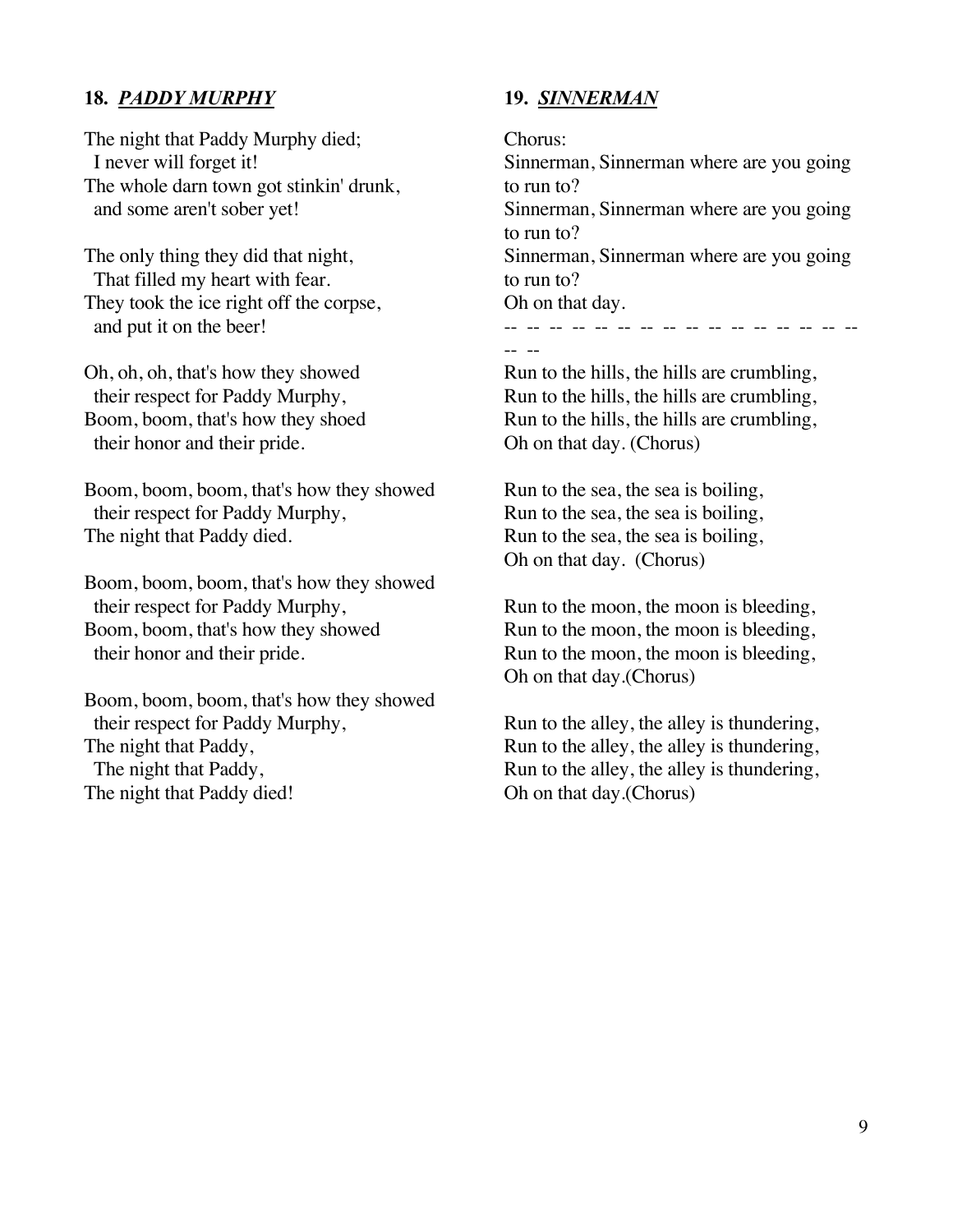### 18. ***PADDY MURPHY***

The night that Paddy Murphy died;
  I never will forget it!
The whole darn town got stinkin' drunk,
  and some aren't sober yet!

The only thing they did that night,
  That filled my heart with fear.
They took the ice right off the corpse,
  and put it on the beer!

Oh, oh, oh, that's how they showed
  their respect for Paddy Murphy,
Boom, boom, that's how they shoed
  their honor and their pride.

Boom, boom, boom, that's how they showed
  their respect for Paddy Murphy,
The night that Paddy died.

Boom, boom, boom, that's how they showed
  their respect for Paddy Murphy,
Boom, boom, that's how they showed
  their honor and their pride.

Boom, boom, boom, that's how they showed
  their respect for Paddy Murphy,
The night that Paddy,
  The night that Paddy,
The night that Paddy died!

### 19. ***SINNERMAN***

Chorus:
Sinnerman, Sinnerman where are you going to run to?
Sinnerman, Sinnerman where are you going to run to?
Sinnerman, Sinnerman where are you going to run to?
Oh on that day.

-- -- -- -- -- -- -- -- -- -- -- -- -- -- -- -- -- --

Run to the hills, the hills are crumbling,
Run to the hills, the hills are crumbling,
Run to the hills, the hills are crumbling,
Oh on that day. (Chorus)

Run to the sea, the sea is boiling,
Run to the sea, the sea is boiling,
Run to the sea, the sea is boiling,
Oh on that day. (Chorus)

Run to the moon, the moon is bleeding,
Run to the moon, the moon is bleeding,
Run to the moon, the moon is bleeding,
Oh on that day.(Chorus)

Run to the alley, the alley is thundering,
Run to the alley, the alley is thundering,
Run to the alley, the alley is thundering,
Oh on that day.(Chorus)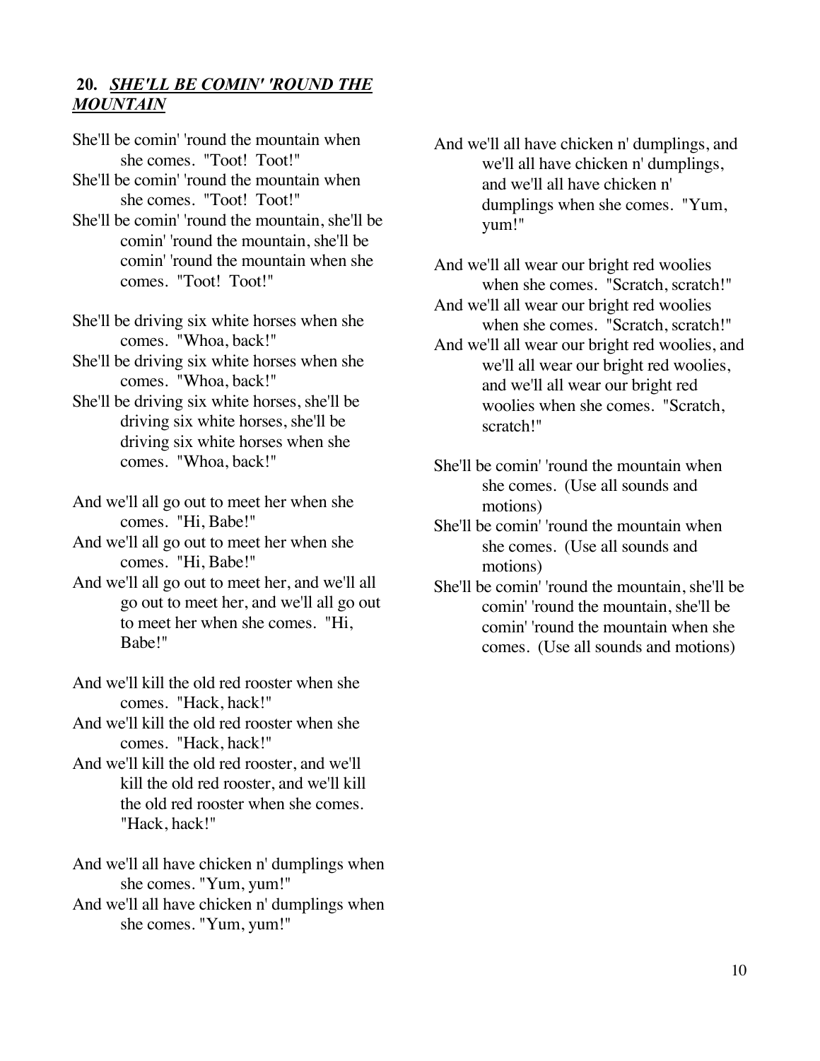## 20. ***SHE'LL BE COMIN' 'ROUND THE MOUNTAIN***

She'll be comin' 'round the mountain when she comes. "Toot! Toot!"
She'll be comin' 'round the mountain when she comes. "Toot! Toot!"
She'll be comin' 'round the mountain, she'll be comin' 'round the mountain, she'll be comin' 'round the mountain when she comes. "Toot! Toot!"

She'll be driving six white horses when she comes. "Whoa, back!"
She'll be driving six white horses when she comes. "Whoa, back!"
She'll be driving six white horses, she'll be driving six white horses, she'll be driving six white horses when she comes. "Whoa, back!"

And we'll all go out to meet her when she comes. "Hi, Babe!"
And we'll all go out to meet her when she comes. "Hi, Babe!"
And we'll all go out to meet her, and we'll all go out to meet her, and we'll all go out to meet her when she comes. "Hi, Babe!"

And we'll kill the old red rooster when she comes. "Hack, hack!"
And we'll kill the old red rooster when she comes. "Hack, hack!"
And we'll kill the old red rooster, and we'll kill the old red rooster, and we'll kill the old red rooster when she comes. "Hack, hack!"

And we'll all have chicken n' dumplings when she comes. "Yum, yum!"
And we'll all have chicken n' dumplings when she comes. "Yum, yum!"
And we'll all have chicken n' dumplings, and we'll all have chicken n' dumplings, and we'll all have chicken n' dumplings when she comes. "Yum, yum!"

And we'll all wear our bright red woolies when she comes. "Scratch, scratch!"
And we'll all wear our bright red woolies when she comes. "Scratch, scratch!"
And we'll all wear our bright red woolies, and we'll all wear our bright red woolies, and we'll all wear our bright red woolies when she comes. "Scratch, scratch!"

She'll be comin' 'round the mountain when she comes. (Use all sounds and motions)
She'll be comin' 'round the mountain when she comes. (Use all sounds and motions)
She'll be comin' 'round the mountain, she'll be comin' 'round the mountain, she'll be comin' 'round the mountain when she comes. (Use all sounds and motions)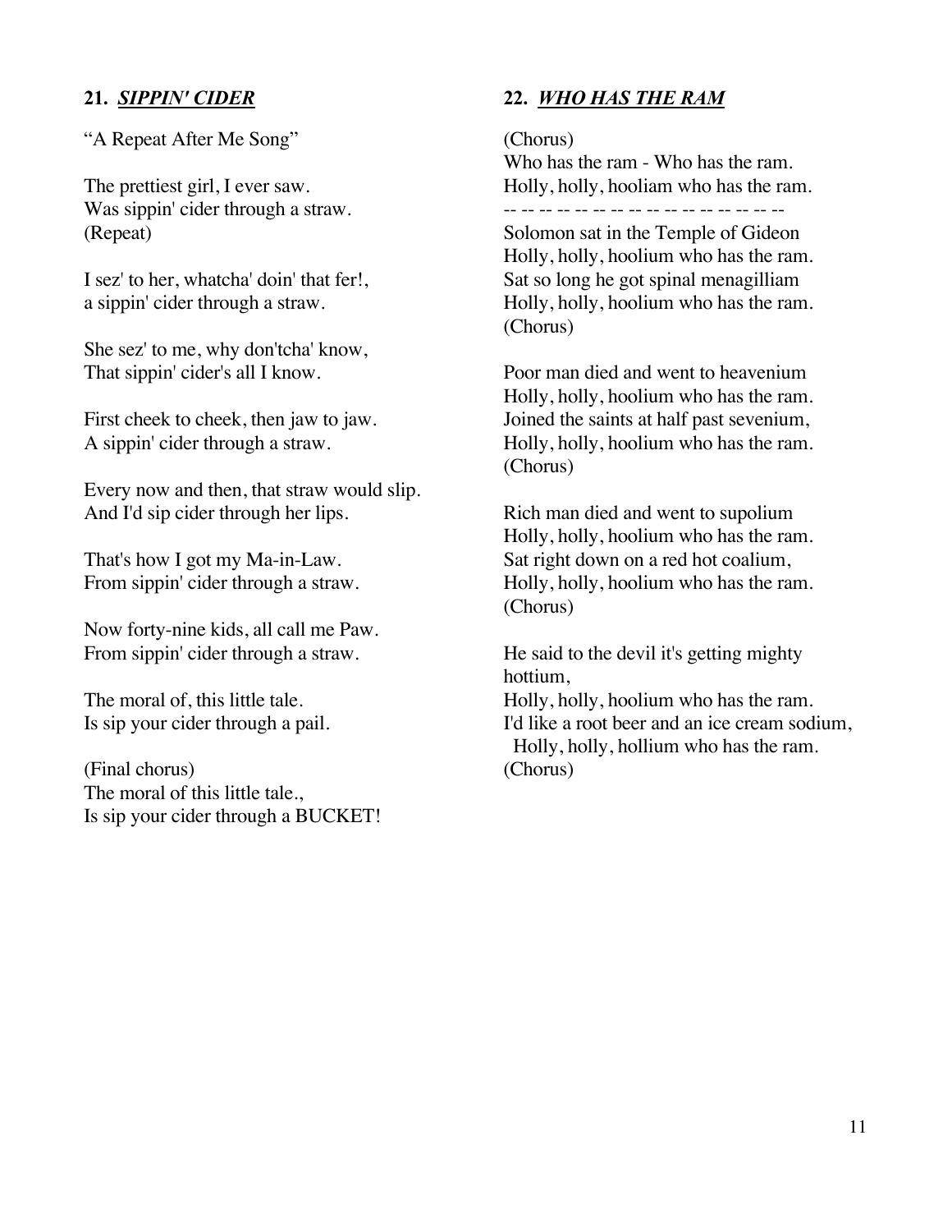### 21. ***SIPPIN' CIDER***

"A Repeat After Me Song"

The prettiest girl, I ever saw.
Was sippin' cider through a straw.
(Repeat)

I sez' to her, whatcha' doin' that fer!,
a sippin' cider through a straw.

She sez' to me, why don'tcha' know,
That sippin' cider's all I know.

First cheek to cheek, then jaw to jaw.
A sippin' cider through a straw.

Every now and then, that straw would slip.
And I'd sip cider through her lips.

That's how I got my Ma-in-Law.
From sippin' cider through a straw.

Now forty-nine kids, all call me Paw.
From sippin' cider through a straw.

The moral of, this little tale.
Is sip your cider through a pail.

(Final chorus)
The moral of this little tale.,
Is sip your cider through a BUCKET!

### 22. ***WHO HAS THE RAM***

(Chorus)
Who has the ram - Who has the ram.
Holly, holly, hooliam who has the ram.
-- -- -- -- -- -- -- -- -- -- -- -- -- -- -- -- --
Solomon sat in the Temple of Gideon
Holly, holly, hoolium who has the ram.
Sat so long he got spinal menagilliam
Holly, holly, hoolium who has the ram.
(Chorus)

Poor man died and went to heavenium
Holly, holly, hoolium who has the ram.
Joined the saints at half past sevenium,
Holly, holly, hoolium who has the ram.
(Chorus)

Rich man died and went to supolium
Holly, holly, hoolium who has the ram.
Sat right down on a red hot coalium,
Holly, holly, hoolium who has the ram.
(Chorus)

He said to the devil it's getting mighty hottium,
Holly, holly, hoolium who has the ram.
I'd like a root beer and an ice cream sodium,
Holly, holly, hollium who has the ram.
(Chorus)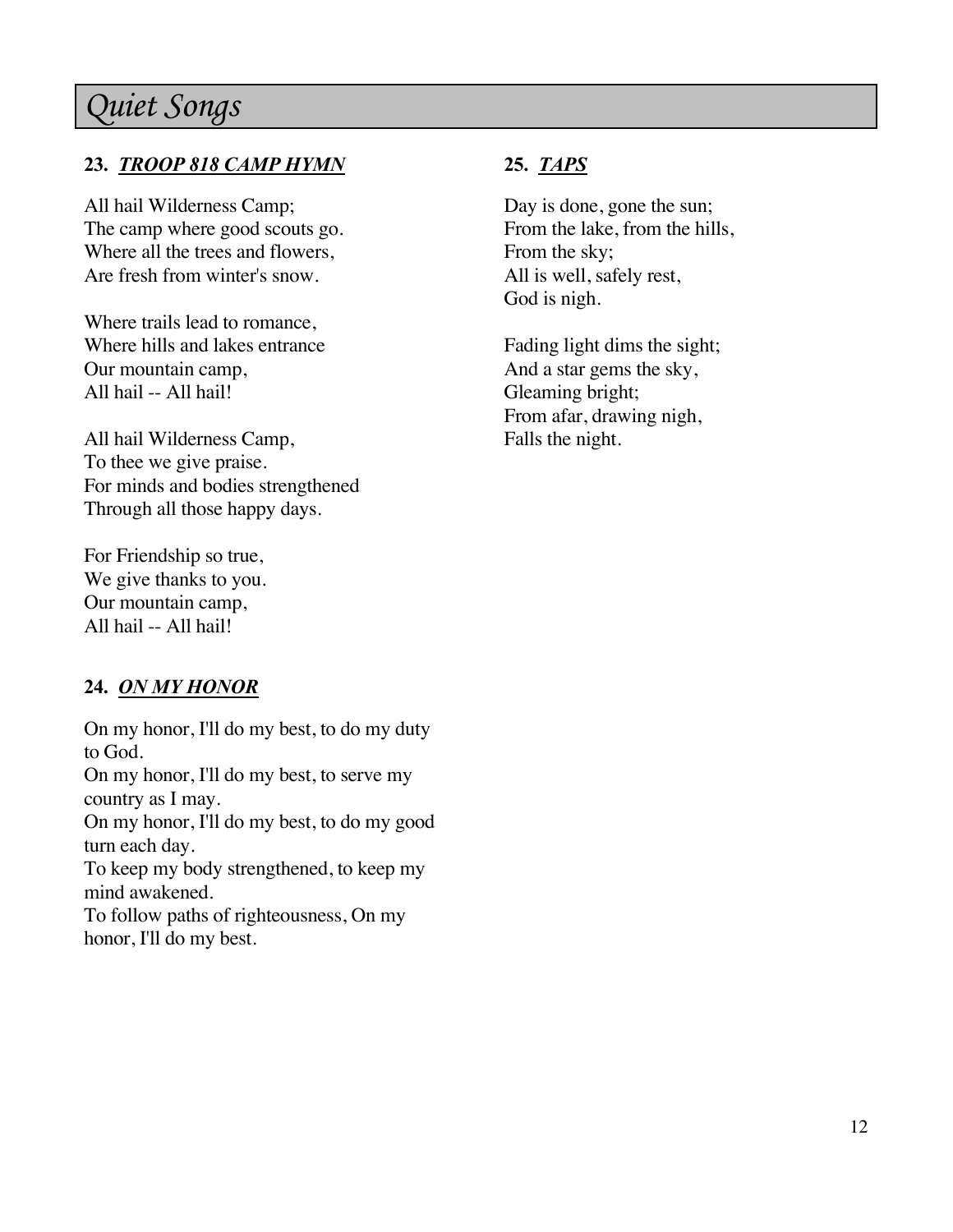# *Quiet Songs*

### 23. ***TROOP 818 CAMP HYMN***

All hail Wilderness Camp;  
The camp where good scouts go.  
Where all the trees and flowers,  
Are fresh from winter's snow.

Where trails lead to romance,  
Where hills and lakes entrance  
Our mountain camp,  
All hail -- All hail!

All hail Wilderness Camp,  
To thee we give praise.  
For minds and bodies strengthened  
Through all those happy days.

For Friendship so true,  
We give thanks to you.  
Our mountain camp,  
All hail -- All hail!

### 24. ***ON MY HONOR***

On my honor, I'll do my best, to do my duty to God.  
On my honor, I'll do my best, to serve my country as I may.  
On my honor, I'll do my best, to do my good turn each day.  
To keep my body strengthened, to keep my mind awakened.  
To follow paths of righteousness, On my honor, I'll do my best.

### 25. ***TAPS***

Day is done, gone the sun;  
From the lake, from the hills,  
From the sky;  
All is well, safely rest,  
God is nigh.

Fading light dims the sight;  
And a star gems the sky,  
Gleaming bright;  
From afar, drawing nigh,  
Falls the night.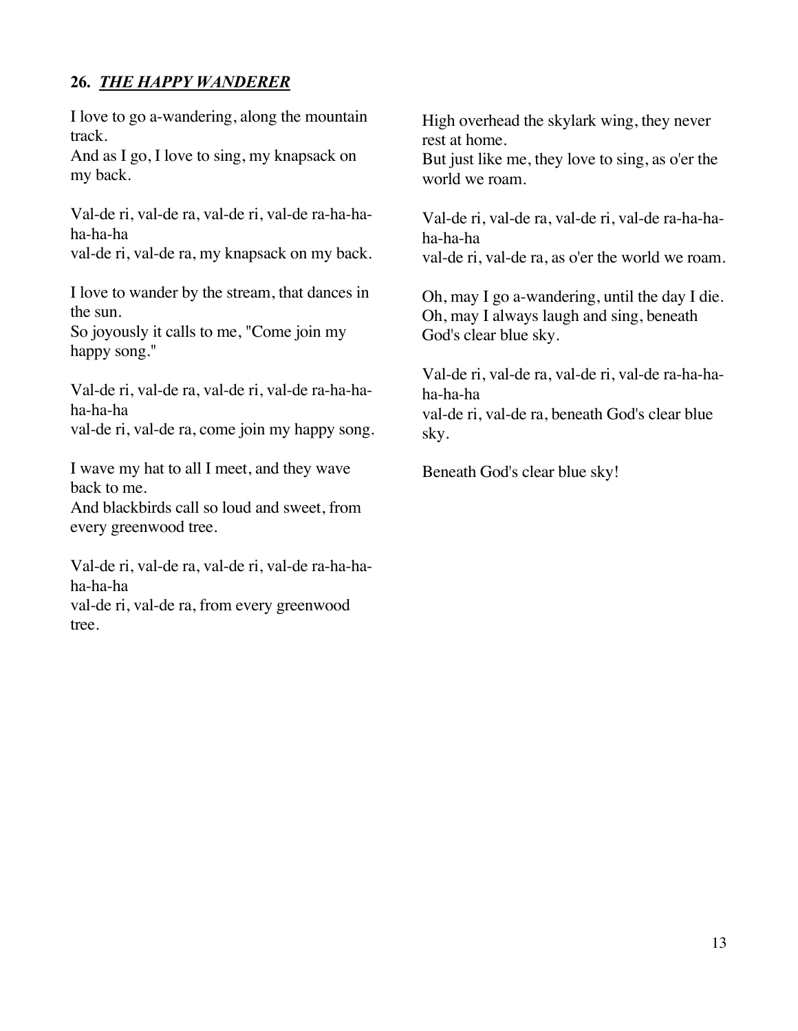## 26. ***THE HAPPY WANDERER***

I love to go a-wandering, along the mountain track.
And as I go, I love to sing, my knapsack on my back.

Val-de ri, val-de ra, val-de ri, val-de ra-ha-ha-ha-ha-ha
val-de ri, val-de ra, my knapsack on my back.

I love to wander by the stream, that dances in the sun.
So joyously it calls to me, "Come join my happy song."

Val-de ri, val-de ra, val-de ri, val-de ra-ha-ha-ha-ha-ha
val-de ri, val-de ra, come join my happy song.

I wave my hat to all I meet, and they wave back to me.
And blackbirds call so loud and sweet, from every greenwood tree.

Val-de ri, val-de ra, val-de ri, val-de ra-ha-ha-ha-ha-ha
val-de ri, val-de ra, from every greenwood tree.

High overhead the skylark wing, they never rest at home.
But just like me, they love to sing, as o'er the world we roam.

Val-de ri, val-de ra, val-de ri, val-de ra-ha-ha-ha-ha-ha
val-de ri, val-de ra, as o'er the world we roam.

Oh, may I go a-wandering, until the day I die.
Oh, may I always laugh and sing, beneath God's clear blue sky.

Val-de ri, val-de ra, val-de ri, val-de ra-ha-ha-ha-ha-ha
val-de ri, val-de ra, beneath God's clear blue sky.

Beneath God's clear blue sky!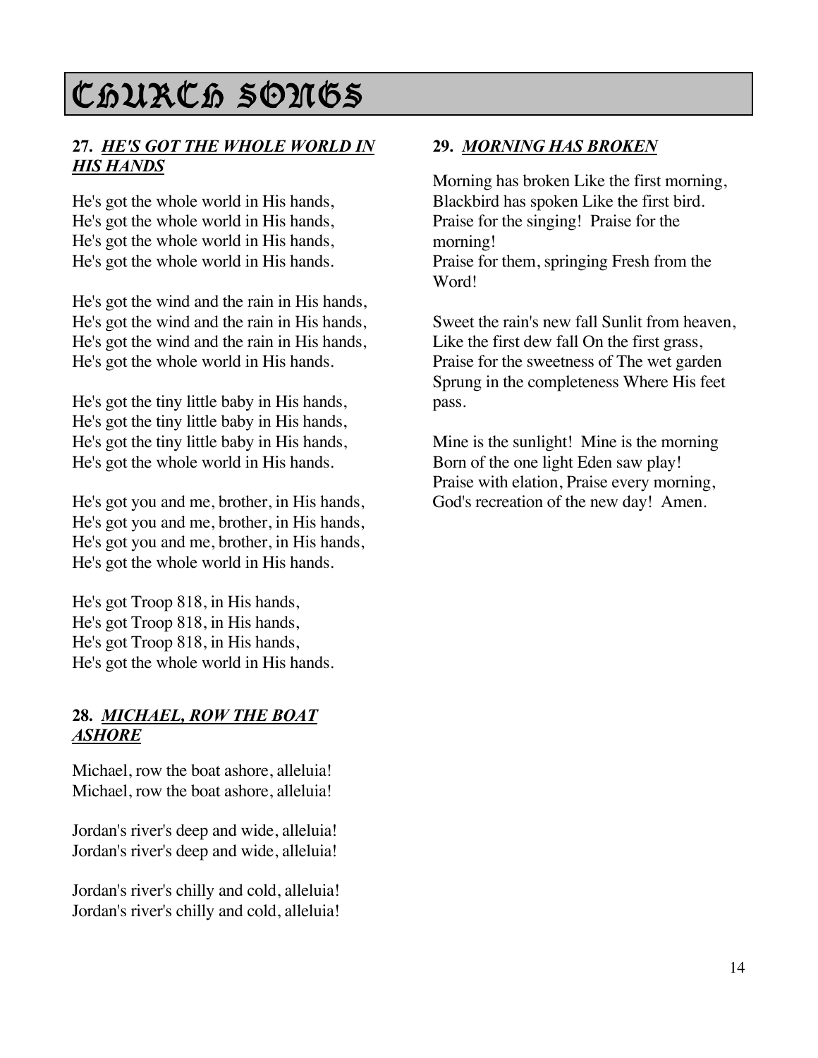# CHURCH SONGS

### 27. ***HE'S GOT THE WHOLE WORLD IN HIS HANDS***

He's got the whole world in His hands,
He's got the whole world in His hands,
He's got the whole world in His hands,
He's got the whole world in His hands.

He's got the wind and the rain in His hands,
He's got the wind and the rain in His hands,
He's got the wind and the rain in His hands,
He's got the whole world in His hands.

He's got the tiny little baby in His hands,
He's got the tiny little baby in His hands,
He's got the tiny little baby in His hands,
He's got the whole world in His hands.

He's got you and me, brother, in His hands,
He's got you and me, brother, in His hands,
He's got you and me, brother, in His hands,
He's got the whole world in His hands.

He's got Troop 818, in His hands,
He's got Troop 818, in His hands,
He's got Troop 818, in His hands,
He's got the whole world in His hands.

### 28. ***MICHAEL, ROW THE BOAT ASHORE***

Michael, row the boat ashore, alleluia!
Michael, row the boat ashore, alleluia!

Jordan's river's deep and wide, alleluia!
Jordan's river's deep and wide, alleluia!

Jordan's river's chilly and cold, alleluia!
Jordan's river's chilly and cold, alleluia!

### 29. ***MORNING HAS BROKEN***

Morning has broken Like the first morning,
Blackbird has spoken Like the first bird.
Praise for the singing! Praise for the morning!
Praise for them, springing Fresh from the Word!

Sweet the rain's new fall Sunlit from heaven,
Like the first dew fall On the first grass,
Praise for the sweetness of The wet garden
Sprung in the completeness Where His feet pass.

Mine is the sunlight! Mine is the morning
Born of the one light Eden saw play!
Praise with elation, Praise every morning,
God's recreation of the new day! Amen.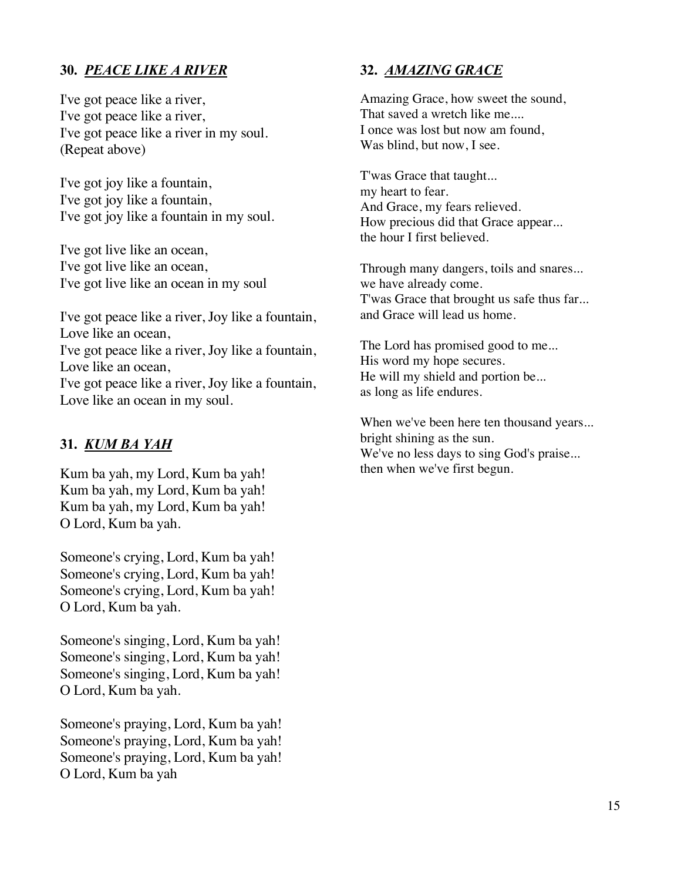### 30. ***PEACE LIKE A RIVER***

I've got peace like a river,
I've got peace like a river,
I've got peace like a river in my soul.
(Repeat above)

I've got joy like a fountain,
I've got joy like a fountain,
I've got joy like a fountain in my soul.

I've got live like an ocean,
I've got live like an ocean,
I've got live like an ocean in my soul

I've got peace like a river, Joy like a fountain,
Love like an ocean,
I've got peace like a river, Joy like a fountain,
Love like an ocean,
I've got peace like a river, Joy like a fountain,
Love like an ocean in my soul.

### 31. ***KUM BA YAH***

Kum ba yah, my Lord, Kum ba yah!
Kum ba yah, my Lord, Kum ba yah!
Kum ba yah, my Lord, Kum ba yah!
O Lord, Kum ba yah.

Someone's crying, Lord, Kum ba yah!
Someone's crying, Lord, Kum ba yah!
Someone's crying, Lord, Kum ba yah!
O Lord, Kum ba yah.

Someone's singing, Lord, Kum ba yah!
Someone's singing, Lord, Kum ba yah!
Someone's singing, Lord, Kum ba yah!
O Lord, Kum ba yah.

Someone's praying, Lord, Kum ba yah!
Someone's praying, Lord, Kum ba yah!
Someone's praying, Lord, Kum ba yah!
O Lord, Kum ba yah

### 32. ***AMAZING GRACE***

Amazing Grace, how sweet the sound,
That saved a wretch like me....
I once was lost but now am found,
Was blind, but now, I see.

T'was Grace that taught...
my heart to fear.
And Grace, my fears relieved.
How precious did that Grace appear...
the hour I first believed.

Through many dangers, toils and snares...
we have already come.
T'was Grace that brought us safe thus far...
and Grace will lead us home.

The Lord has promised good to me...
His word my hope secures.
He will my shield and portion be...
as long as life endures.

When we've been here ten thousand years...
bright shining as the sun.
We've no less days to sing God's praise...
then when we've first begun.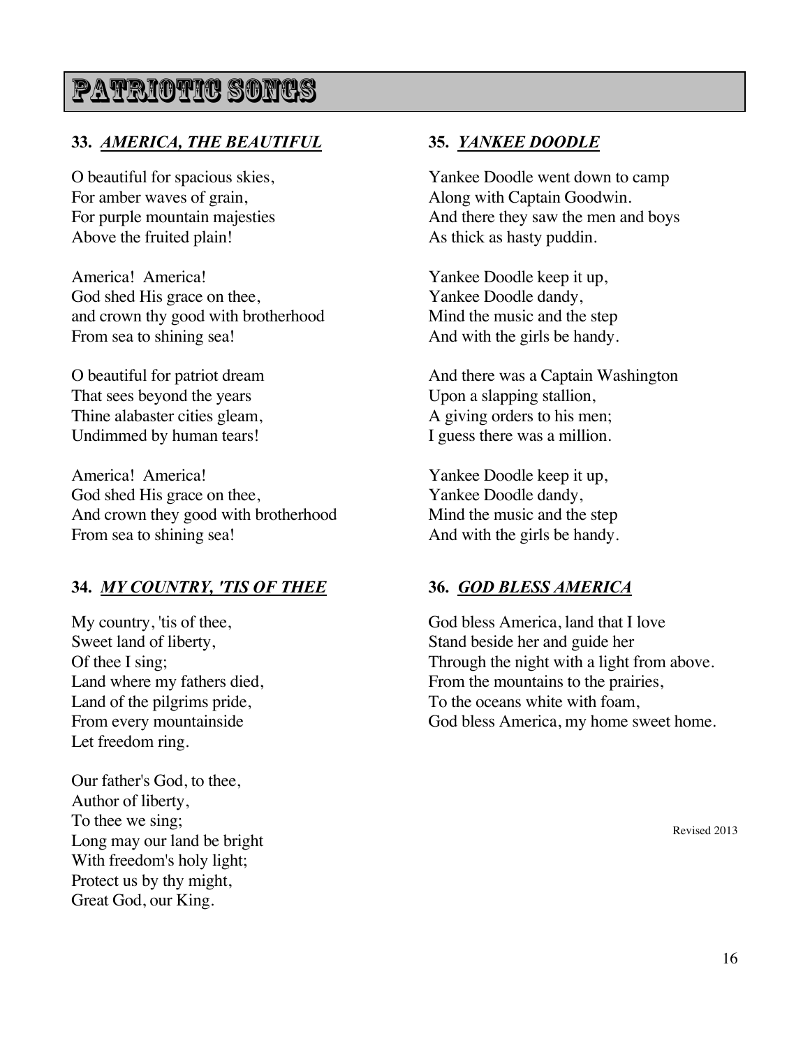# PATRIOTIC SONGS

### 33. *AMERICA, THE BEAUTIFUL*

O beautiful for spacious skies,
For amber waves of grain,
For purple mountain majesties
Above the fruited plain!

America! America!
God shed His grace on thee,
and crown thy good with brotherhood
From sea to shining sea!

O beautiful for patriot dream
That sees beyond the years
Thine alabaster cities gleam,
Undimmed by human tears!

America! America!
God shed His grace on thee,
And crown they good with brotherhood
From sea to shining sea!

### 34. *MY COUNTRY, 'TIS OF THEE*

My country, 'tis of thee,
Sweet land of liberty,
Of thee I sing;
Land where my fathers died,
Land of the pilgrims pride,
From every mountainside
Let freedom ring.

Our father's God, to thee,
Author of liberty,
To thee we sing;
Long may our land be bright
With freedom's holy light;
Protect us by thy might,
Great God, our King.

### 35. *YANKEE DOODLE*

Yankee Doodle went down to camp
Along with Captain Goodwin.
And there they saw the men and boys
As thick as hasty puddin.

Yankee Doodle keep it up,
Yankee Doodle dandy,
Mind the music and the step
And with the girls be handy.

And there was a Captain Washington
Upon a slapping stallion,
A giving orders to his men;
I guess there was a million.

Yankee Doodle keep it up,
Yankee Doodle dandy,
Mind the music and the step
And with the girls be handy.

### 36. *GOD BLESS AMERICA*

God bless America, land that I love
Stand beside her and guide her
Through the night with a light from above.
From the mountains to the prairies,
To the oceans white with foam,
God bless America, my home sweet home.

Revised 2013